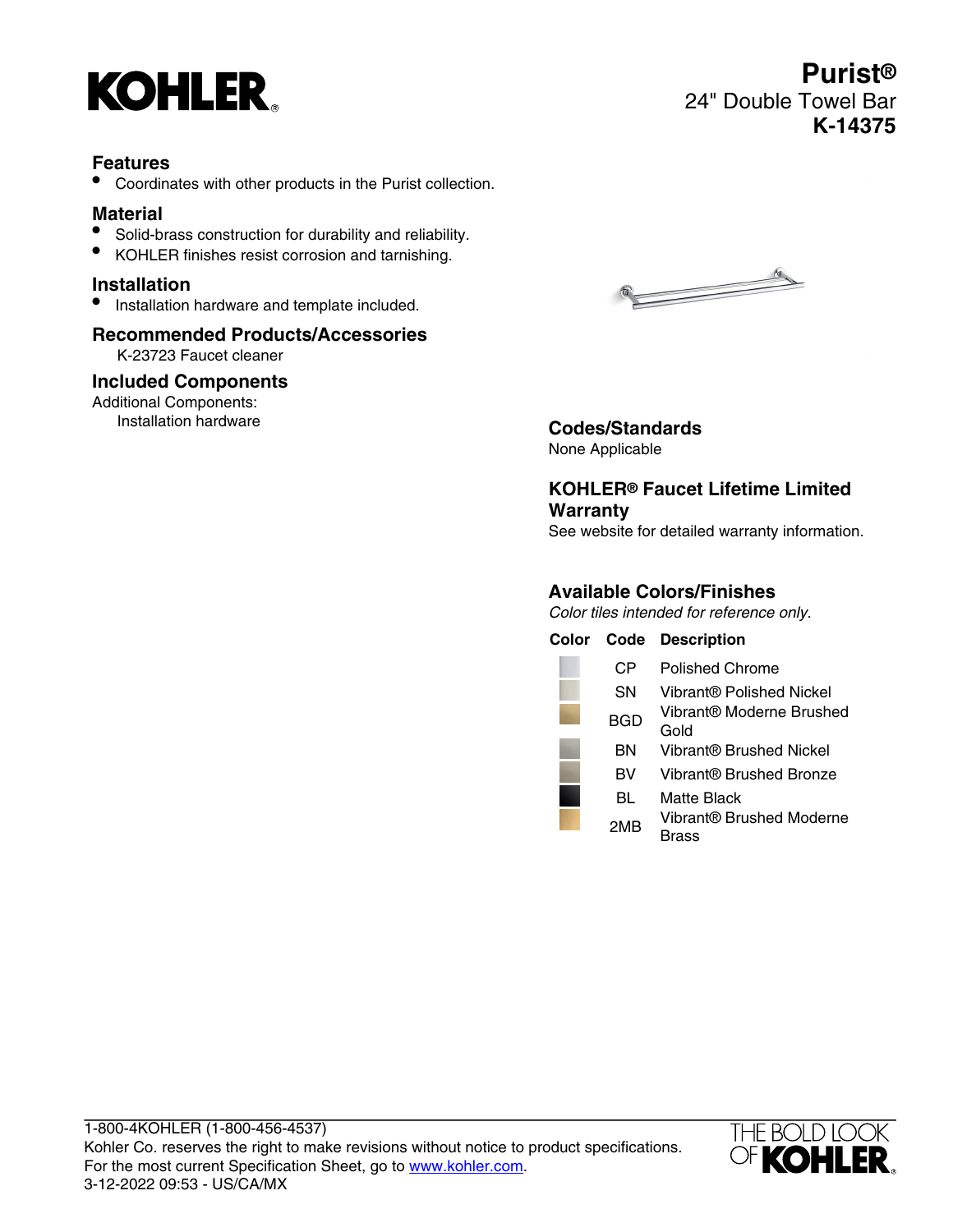KOHLER®

# Purist®

## 24" Double Towel Bar

## K-14375

### Features

- Coordinates with other products in the Purist collection.

### Material

- Solid-brass construction for durability and reliability.
- KOHLER finishes resist corrosion and tarnishing.

### Installation

- Installation hardware and template included.

### Recommended Products/Accessories

K-23723 Faucet cleaner

### Included Components

Additional Components:

Installation hardware

### Codes/Standards

None Applicable

### KOHLER® Faucet Lifetime Limited Warranty

See website for detailed warranty information.

### Available Colors/Finishes

*Color tiles intended for reference only.*

| Color | Code | Description |
|---|---|---|
| | CP | Polished Chrome |
| | SN | Vibrant® Polished Nickel |
| | BGD | Vibrant® Moderne Brushed Gold |
| | BN | Vibrant® Brushed Nickel |
| | BV | Vibrant® Brushed Bronze |
| | BL | Matte Black |
| | 2MB | Vibrant® Brushed Moderne Brass |

1-800-4KOHLER (1-800-456-4537)
Kohler Co. reserves the right to make revisions without notice to product specifications.
For the most current Specification Sheet, go to www.kohler.com.
3-12-2022 09:53 - US/CA/MX

THE BOLD LOOK OF KOHLER®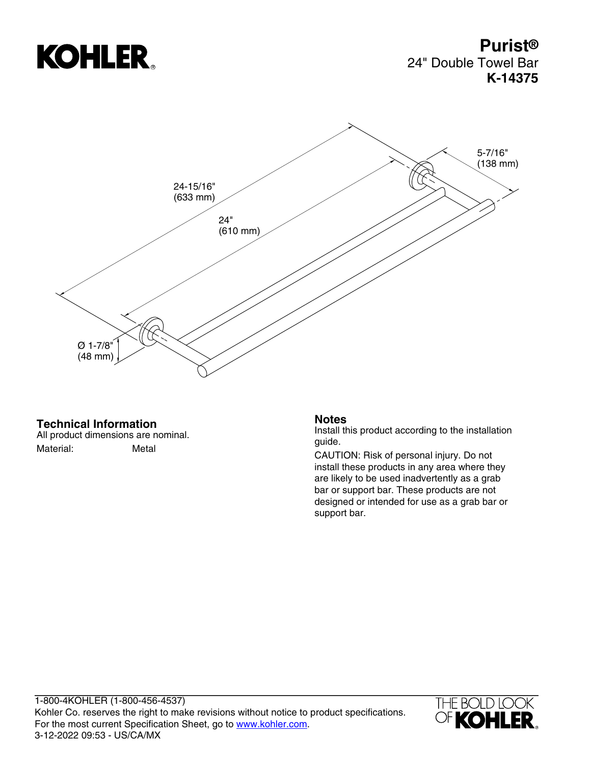KOHLER

# Purist®

24" Double Towel Bar

**K-14375**

24-15/16"
(633 mm)

24"
(610 mm)

5-7/16"
(138 mm)

Ø 1-7/8"
(48 mm)

## Technical Information

All product dimensions are nominal.

| | |
|---|---|
| Material: | Metal |

## Notes

Install this product according to the installation guide.

CAUTION: Risk of personal injury. Do not install these products in any area where they are likely to be used inadvertently as a grab bar or support bar. These products are not designed or intended for use as a grab bar or support bar.

1-800-4KOHLER (1-800-456-4537)
Kohler Co. reserves the right to make revisions without notice to product specifications.
For the most current Specification Sheet, go to www.kohler.com.
3-12-2022 09:53 - US/CA/MX

THE BOLD LOOK OF KOHLER